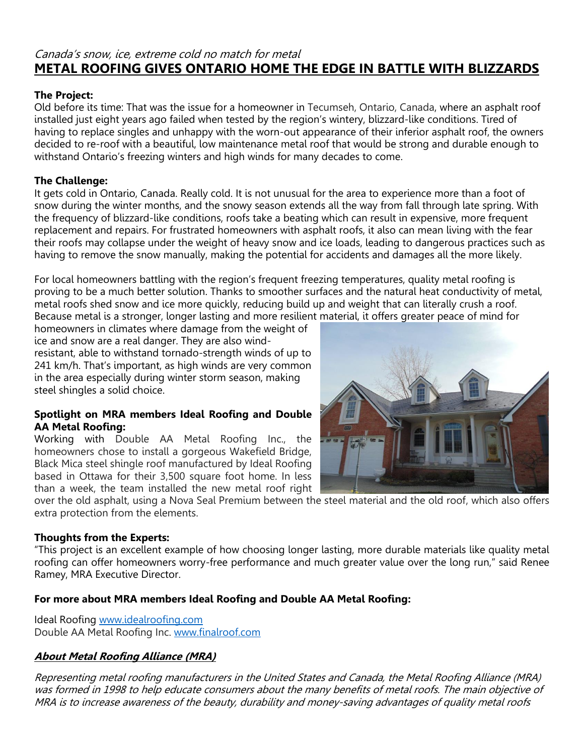*Canada's snow, ice, extreme cold no match for metal*

# METAL ROOFING GIVES ONTARIO HOME THE EDGE IN BATTLE WITH BLIZZARDS

**The Project:**

Old before its time: That was the issue for a homeowner in Tecumseh, Ontario, Canada, where an asphalt roof installed just eight years ago failed when tested by the region's wintery, blizzard-like conditions. Tired of having to replace singles and unhappy with the worn-out appearance of their inferior asphalt roof, the owners decided to re-roof with a beautiful, low maintenance metal roof that would be strong and durable enough to withstand Ontario's freezing winters and high winds for many decades to come.

**The Challenge:**

It gets cold in Ontario, Canada. Really cold. It is not unusual for the area to experience more than a foot of snow during the winter months, and the snowy season extends all the way from fall through late spring. With the frequency of blizzard-like conditions, roofs take a beating which can result in expensive, more frequent replacement and repairs. For frustrated homeowners with asphalt roofs, it also can mean living with the fear their roofs may collapse under the weight of heavy snow and ice loads, leading to dangerous practices such as having to remove the snow manually, making the potential for accidents and damages all the more likely.

For local homeowners battling with the region's frequent freezing temperatures, quality metal roofing is proving to be a much better solution. Thanks to smoother surfaces and the natural heat conductivity of metal, metal roofs shed snow and ice more quickly, reducing build up and weight that can literally crush a roof. Because metal is a stronger, longer lasting and more resilient material, it offers greater peace of mind for homeowners in climates where damage from the weight of ice and snow are a real danger. They are also wind-resistant, able to withstand tornado-strength winds of up to 241 km/h. That's important, as high winds are very common in the area especially during winter storm season, making steel shingles a solid choice.

**Spotlight on MRA members Ideal Roofing and Double AA Metal Roofing:**

Working with Double AA Metal Roofing Inc., the homeowners chose to install a gorgeous Wakefield Bridge, Black Mica steel shingle roof manufactured by Ideal Roofing based in Ottawa for their 3,500 square foot home. In less than a week, the team installed the new metal roof right over the old asphalt, using a Nova Seal Premium between the steel material and the old roof, which also offers extra protection from the elements.

**Thoughts from the Experts:**

"This project is an excellent example of how choosing longer lasting, more durable materials like quality metal roofing can offer homeowners worry-free performance and much greater value over the long run," said Renee Ramey, MRA Executive Director.

**For more about MRA members Ideal Roofing and Double AA Metal Roofing:**

Ideal Roofing www.idealroofing.com
Double AA Metal Roofing Inc. www.finalroof.com

***About Metal Roofing Alliance (MRA)***

*Representing metal roofing manufacturers in the United States and Canada, the Metal Roofing Alliance (MRA) was formed in 1998 to help educate consumers about the many benefits of metal roofs. The main objective of MRA is to increase awareness of the beauty, durability and money-saving advantages of quality metal roofs*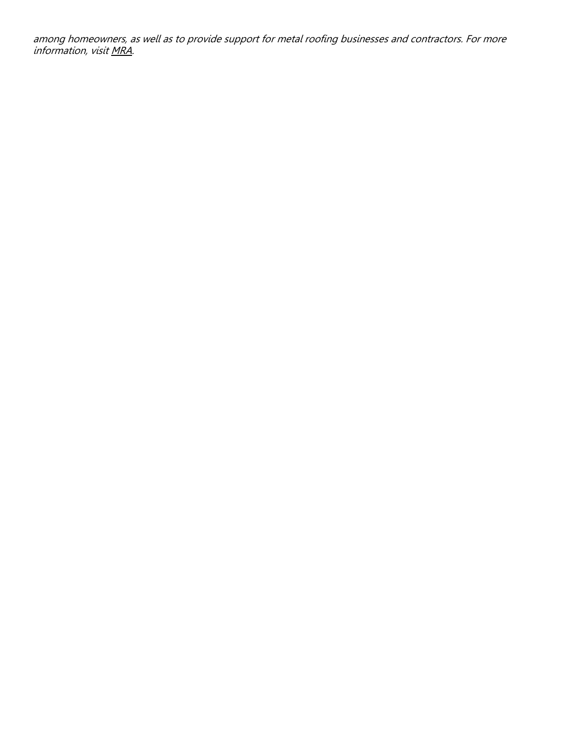*among homeowners, as well as to provide support for metal roofing businesses and contractors. For more information, visit MRA.*